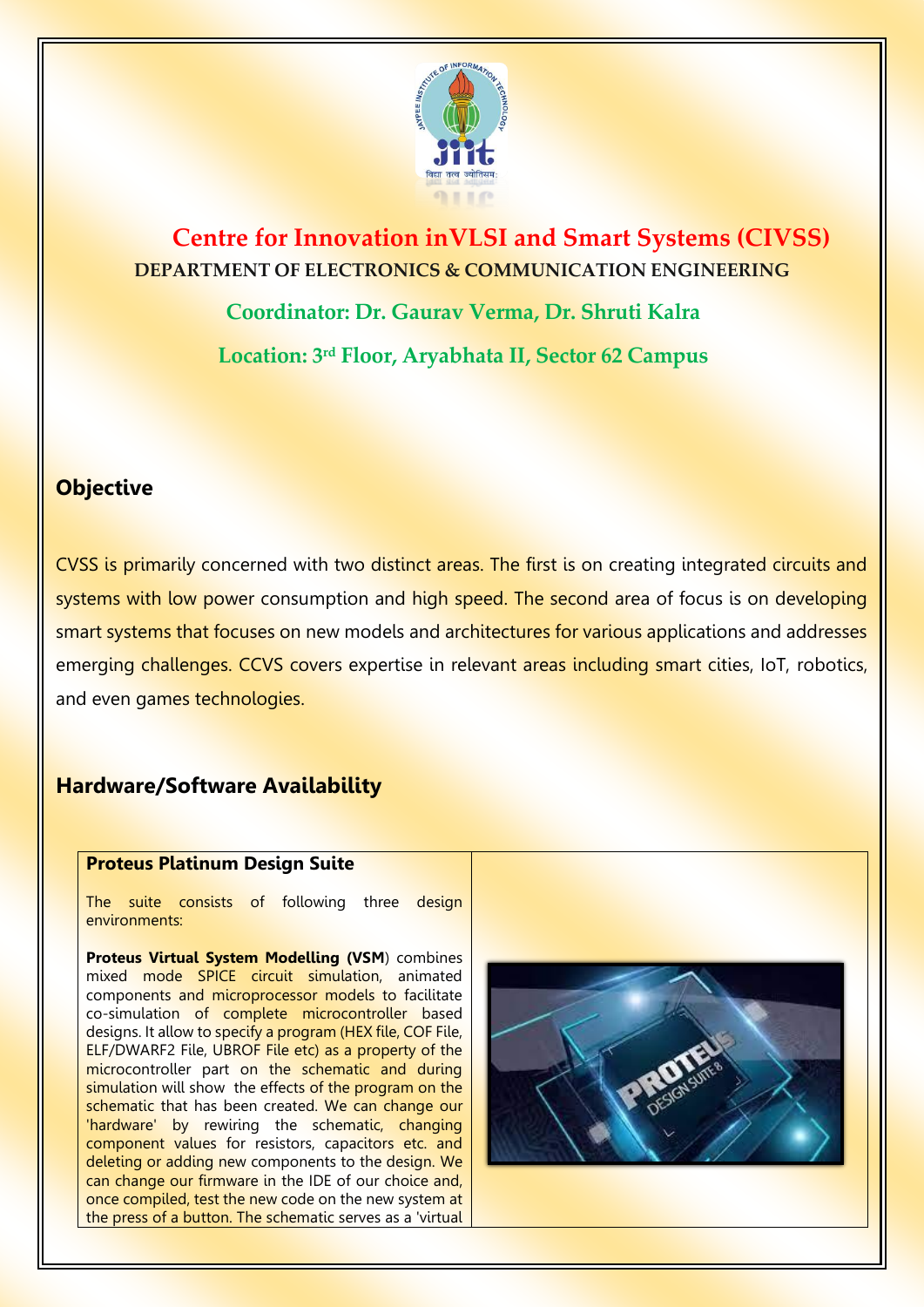# Centre for Innovation inVLSI and Smart Systems (CIVSS)

**DEPARTMENT OF ELECTRONICS & COMMUNICATION ENGINEERING**

**Coordinator: Dr. Gaurav Verma, Dr. Shruti Kalra**

**Location: 3rd Floor, Aryabhata II, Sector 62 Campus**

## Objective

CVSS is primarily concerned with two distinct areas. The first is on creating integrated circuits and systems with low power consumption and high speed. The second area of focus is on developing smart systems that focuses on new models and architectures for various applications and addresses emerging challenges. CCVS covers expertise in relevant areas including smart cities, IoT, robotics, and even games technologies.

## Hardware/Software Availability

### Proteus Platinum Design Suite

The suite consists of following three design environments:

**Proteus Virtual System Modelling (VSM**) combines mixed mode SPICE circuit simulation, animated components and microprocessor models to facilitate co-simulation of complete microcontroller based designs. It allow to specify a program (HEX file, COF File, ELF/DWARF2 File, UBROF File etc) as a property of the microcontroller part on the schematic and during simulation will show the effects of the program on the schematic that has been created. We can change our 'hardware' by rewiring the schematic, changing component values for resistors, capacitors etc. and deleting or adding new components to the design. We can change our firmware in the IDE of our choice and, once compiled, test the new code on the new system at the press of a button. The schematic serves as a 'virtual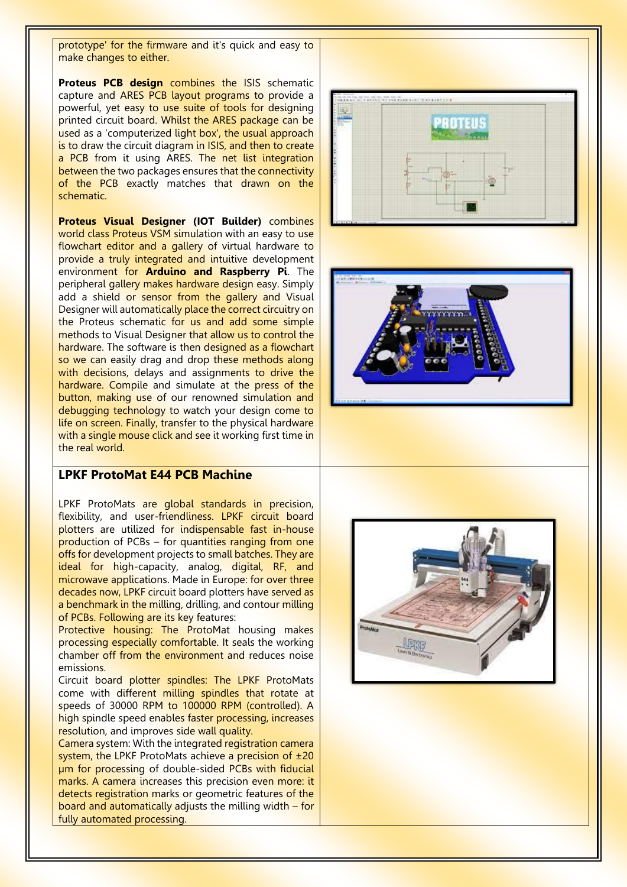prototype' for the firmware and it's quick and easy to make changes to either.

**Proteus PCB design** combines the ISIS schematic capture and ARES PCB layout programs to provide a powerful, yet easy to use suite of tools for designing printed circuit board. Whilst the ARES package can be used as a 'computerized light box', the usual approach is to draw the circuit diagram in ISIS, and then to create a PCB from it using ARES. The net list integration between the two packages ensures that the connectivity of the PCB exactly matches that drawn on the schematic.

**Proteus Visual Designer (IOT Builder)** combines world class Proteus VSM simulation with an easy to use flowchart editor and a gallery of virtual hardware to provide a truly integrated and intuitive development environment for **Arduino and Raspberry Pi**. The peripheral gallery makes hardware design easy. Simply add a shield or sensor from the gallery and Visual Designer will automatically place the correct circuitry on the Proteus schematic for us and add some simple methods to Visual Designer that allow us to control the hardware. The software is then designed as a flowchart so we can easily drag and drop these methods along with decisions, delays and assignments to drive the hardware. Compile and simulate at the press of the button, making use of our renowned simulation and debugging technology to watch your design come to life on screen. Finally, transfer to the physical hardware with a single mouse click and see it working first time in the real world.

## LPKF ProtoMat E44 PCB Machine

LPKF ProtoMats are global standards in precision, flexibility, and user-friendliness. LPKF circuit board plotters are utilized for indispensable fast in-house production of PCBs – for quantities ranging from one offs for development projects to small batches. They are ideal for high-capacity, analog, digital, RF, and microwave applications. Made in Europe: for over three decades now, LPKF circuit board plotters have served as a benchmark in the milling, drilling, and contour milling of PCBs. Following are its key features:

Protective housing: The ProtoMat housing makes processing especially comfortable. It seals the working chamber off from the environment and reduces noise emissions.

Circuit board plotter spindles: The LPKF ProtoMats come with different milling spindles that rotate at speeds of 30000 RPM to 100000 RPM (controlled). A high spindle speed enables faster processing, increases resolution, and improves side wall quality.

Camera system: With the integrated registration camera system, the LPKF ProtoMats achieve a precision of ±20 µm for processing of double-sided PCBs with fiducial marks. A camera increases this precision even more: it detects registration marks or geometric features of the board and automatically adjusts the milling width – for fully automated processing.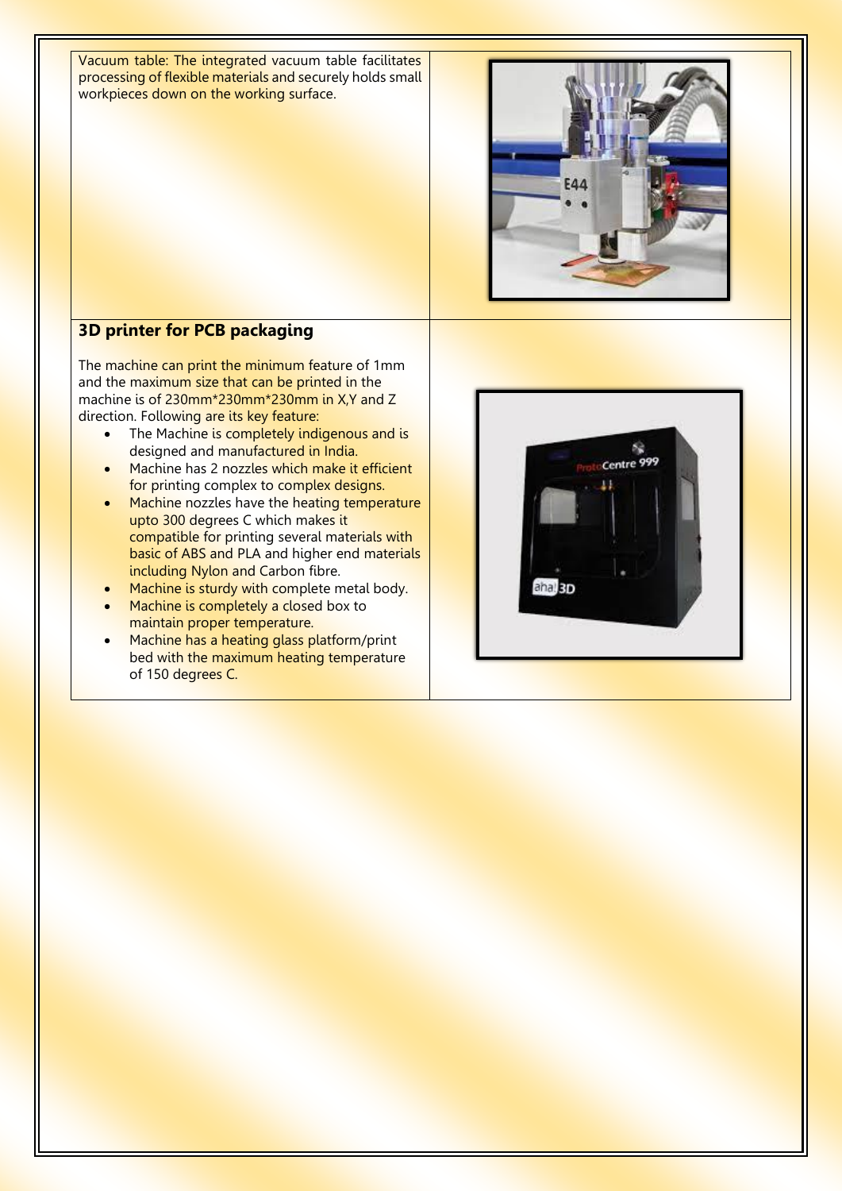Vacuum table: The integrated vacuum table facilitates processing of flexible materials and securely holds small workpieces down on the working surface.

### 3D printer for PCB packaging

The machine can print the minimum feature of 1mm and the maximum size that can be printed in the machine is of 230mm*230mm*230mm in X,Y and Z direction. Following are its key feature:

- The Machine is completely indigenous and is designed and manufactured in India.
- Machine has 2 nozzles which make it efficient for printing complex to complex designs.
- Machine nozzles have the heating temperature upto 300 degrees C which makes it compatible for printing several materials with basic of ABS and PLA and higher end materials including Nylon and Carbon fibre.
- Machine is sturdy with complete metal body.
- Machine is completely a closed box to maintain proper temperature.
- Machine has a heating glass platform/print bed with the maximum heating temperature of 150 degrees C.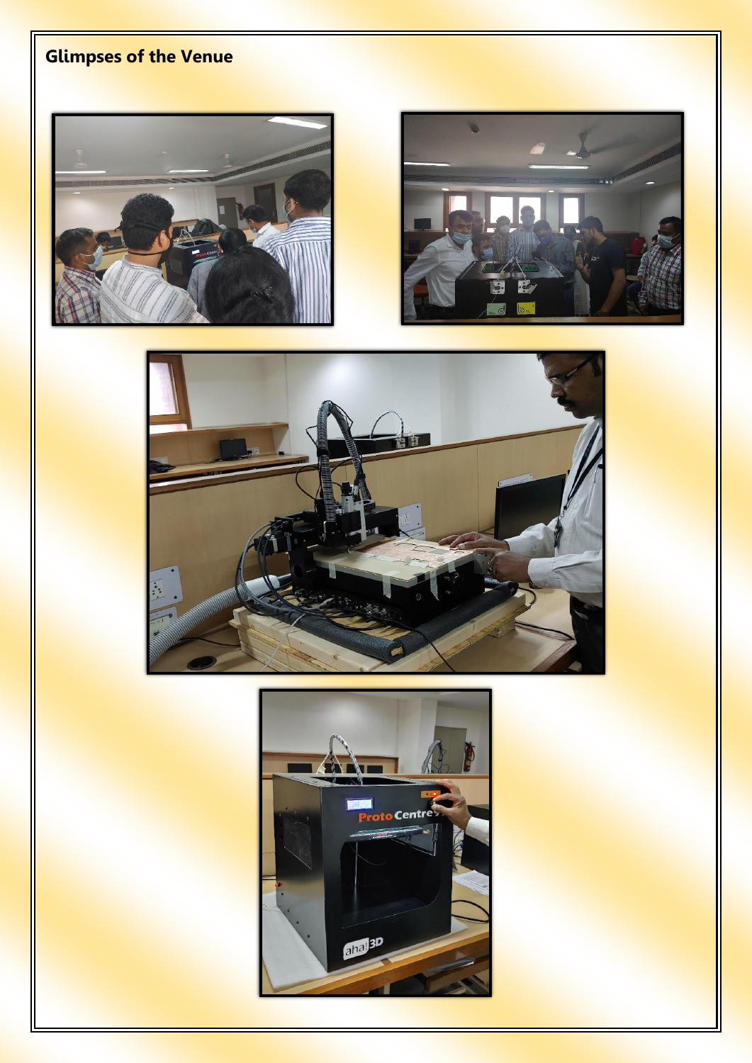## Glimpses of the Venue